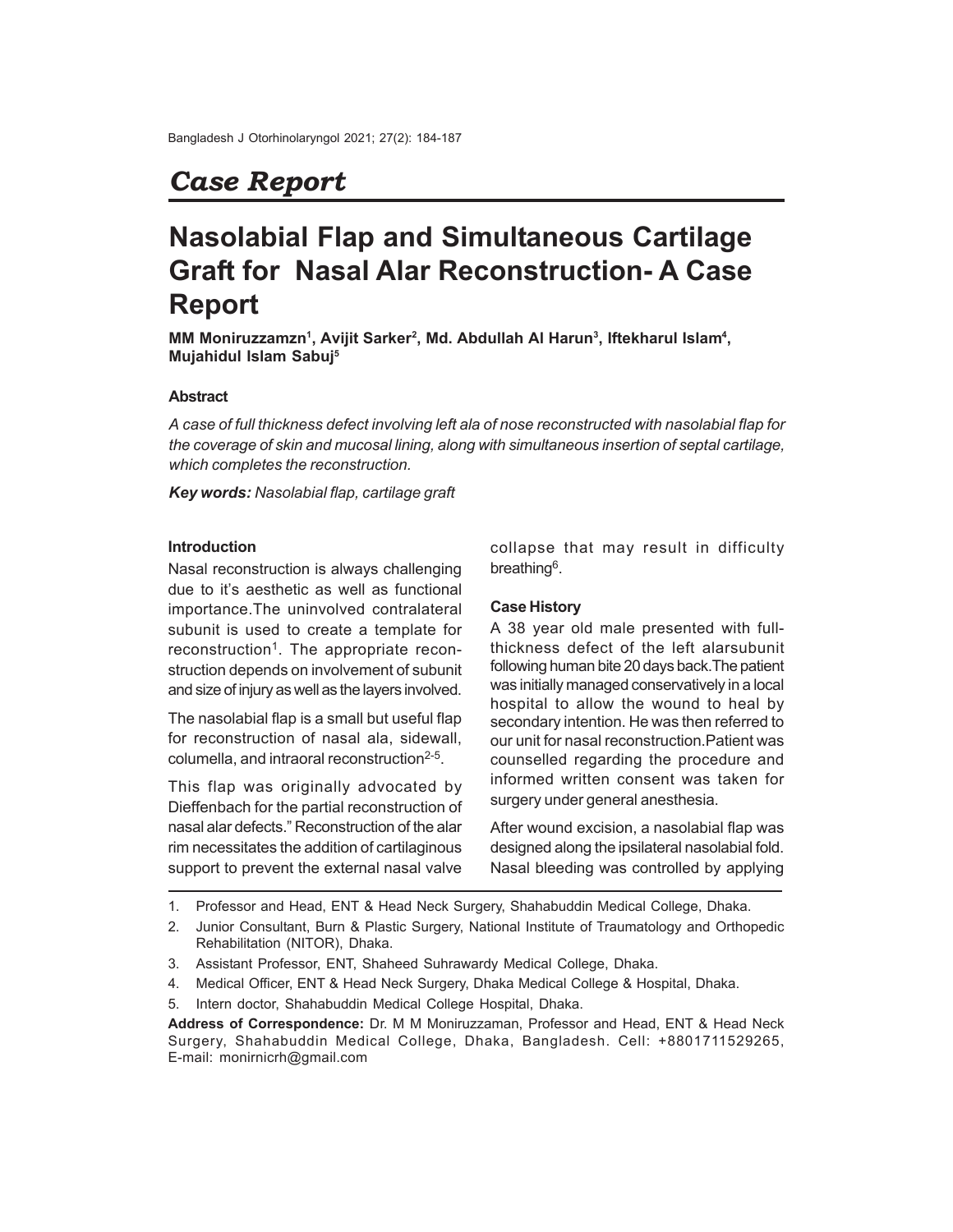# *Case Report*

# Nasolabial Flap and Simultaneous Cartilage Graft for Nasal Alar Reconstruction- A Case Report

**MM Moniruzzamzn[1], Avijit Sarker[2], Md. Abdullah Al Harun[3], Iftekharul Islam[4], Mujahidul Islam Sabuj[5]**

### Abstract

*A case of full thickness defect involving left ala of nose reconstructed with nasolabial flap for the coverage of skin and mucosal lining, along with simultaneous insertion of septal cartilage, which completes the reconstruction.*

***Key words:*** *Nasolabial flap, cartilage graft*

### Introduction

Nasal reconstruction is always challenging due to it's aesthetic as well as functional importance.The uninvolved contralateral subunit is used to create a template for reconstruction[1]. The appropriate reconstruction depends on involvement of subunit and size of injury as well as the layers involved.

The nasolabial flap is a small but useful flap for reconstruction of nasal ala, sidewall, columella, and intraoral reconstruction[2-5].

This flap was originally advocated by Dieffenbach for the partial reconstruction of nasal alar defects." Reconstruction of the alar rim necessitates the addition of cartilaginous support to prevent the external nasal valve collapse that may result in difficulty breathing[6].

### Case History

A 38 year old male presented with full-thickness defect of the left alarsubunit following human bite 20 days back.The patient was initially managed conservatively in a local hospital to allow the wound to heal by secondary intention. He was then referred to our unit for nasal reconstruction.Patient was counselled regarding the procedure and informed written consent was taken for surgery under general anesthesia.

After wound excision, a nasolabial flap was designed along the ipsilateral nasolabial fold. Nasal bleeding was controlled by applying

---

1. Professor and Head, ENT & Head Neck Surgery, Shahabuddin Medical College, Dhaka.
2. Junior Consultant, Burn & Plastic Surgery, National Institute of Traumatology and Orthopedic Rehabilitation (NITOR), Dhaka.
3. Assistant Professor, ENT, Shaheed Suhrawardy Medical College, Dhaka.
4. Medical Officer, ENT & Head Neck Surgery, Dhaka Medical College & Hospital, Dhaka.
5. Intern doctor, Shahabuddin Medical College Hospital, Dhaka.

**Address of Correspondence:** Dr. M M Moniruzzaman, Professor and Head, ENT & Head Neck Surgery, Shahabuddin Medical College, Dhaka, Bangladesh. Cell: +8801711529265, E-mail: monirnicrh@gmail.com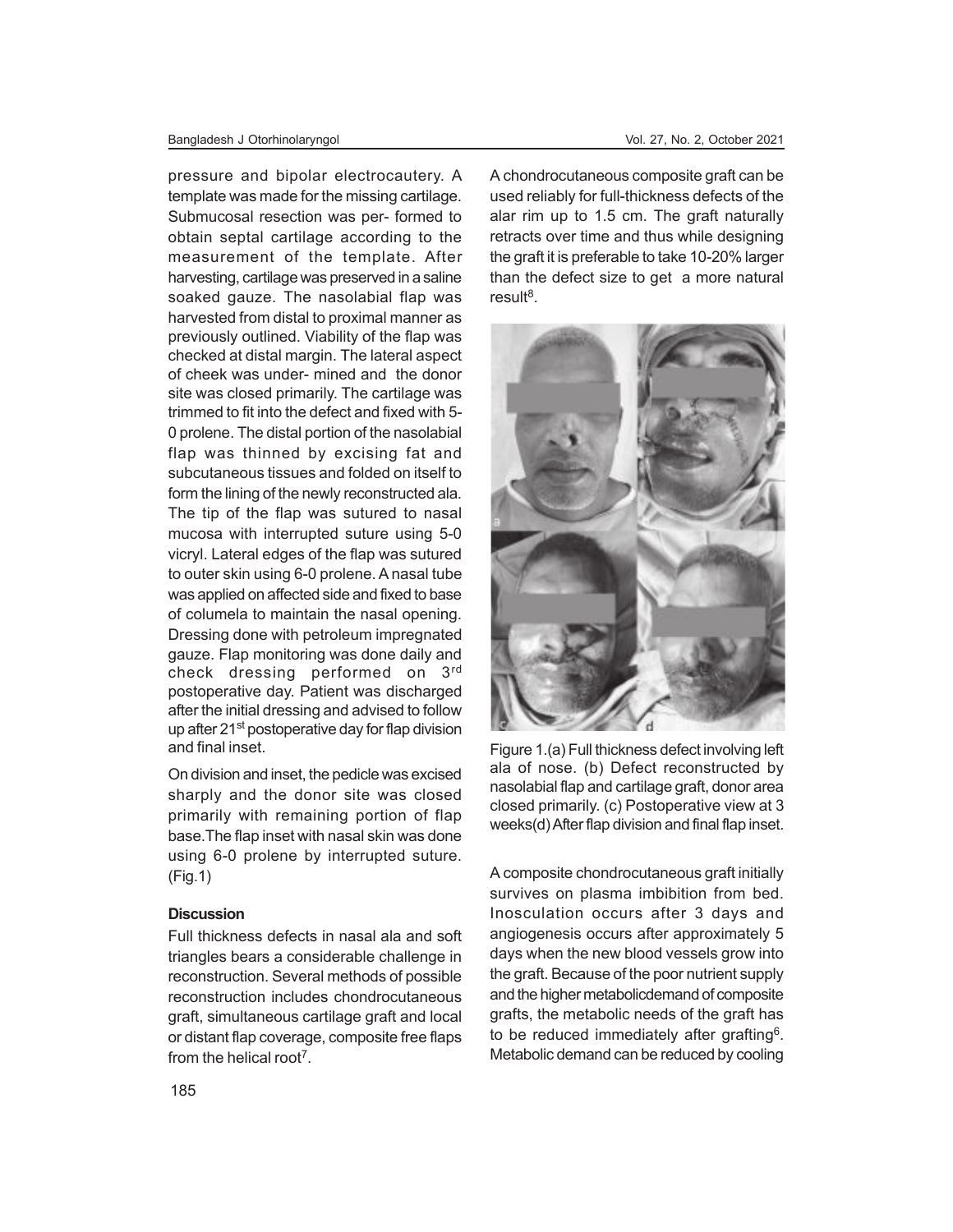pressure and bipolar electrocautery. A template was made for the missing cartilage. Submucosal resection was per- formed to obtain septal cartilage according to the measurement of the template. After harvesting, cartilage was preserved in a saline soaked gauze. The nasolabial flap was harvested from distal to proximal manner as previously outlined. Viability of the flap was checked at distal margin. The lateral aspect of cheek was under- mined and the donor site was closed primarily. The cartilage was trimmed to fit into the defect and fixed with 5-0 prolene. The distal portion of the nasolabial flap was thinned by excising fat and subcutaneous tissues and folded on itself to form the lining of the newly reconstructed ala. The tip of the flap was sutured to nasal mucosa with interrupted suture using 5-0 vicryl. Lateral edges of the flap was sutured to outer skin using 6-0 prolene. A nasal tube was applied on affected side and fixed to base of columela to maintain the nasal opening. Dressing done with petroleum impregnated gauze. Flap monitoring was done daily and check dressing performed on 3rd postoperative day. Patient was discharged after the initial dressing and advised to follow up after 21st postoperative day for flap division and final inset.

On division and inset, the pedicle was excised sharply and the donor site was closed primarily with remaining portion of flap base.The flap inset with nasal skin was done using 6-0 prolene by interrupted suture. (Fig.1)

## Discussion

Full thickness defects in nasal ala and soft triangles bears a considerable challenge in reconstruction. Several methods of possible reconstruction includes chondrocutaneous graft, simultaneous cartilage graft and local or distant flap coverage, composite free flaps from the helical root[7].

A chondrocutaneous composite graft can be used reliably for full-thickness defects of the alar rim up to 1.5 cm. The graft naturally retracts over time and thus while designing the graft it is preferable to take 10-20% larger than the defect size to get a more natural result[8].

Figure 1.(a) Full thickness defect involving left ala of nose. (b) Defect reconstructed by nasolabial flap and cartilage graft, donor area closed primarily. (c) Postoperative view at 3 weeks(d) After flap division and final flap inset.

A composite chondrocutaneous graft initially survives on plasma imbibition from bed. Inosculation occurs after 3 days and angiogenesis occurs after approximately 5 days when the new blood vessels grow into the graft. Because of the poor nutrient supply and the higher metabolicdemand of composite grafts, the metabolic needs of the graft has to be reduced immediately after grafting[6]. Metabolic demand can be reduced by cooling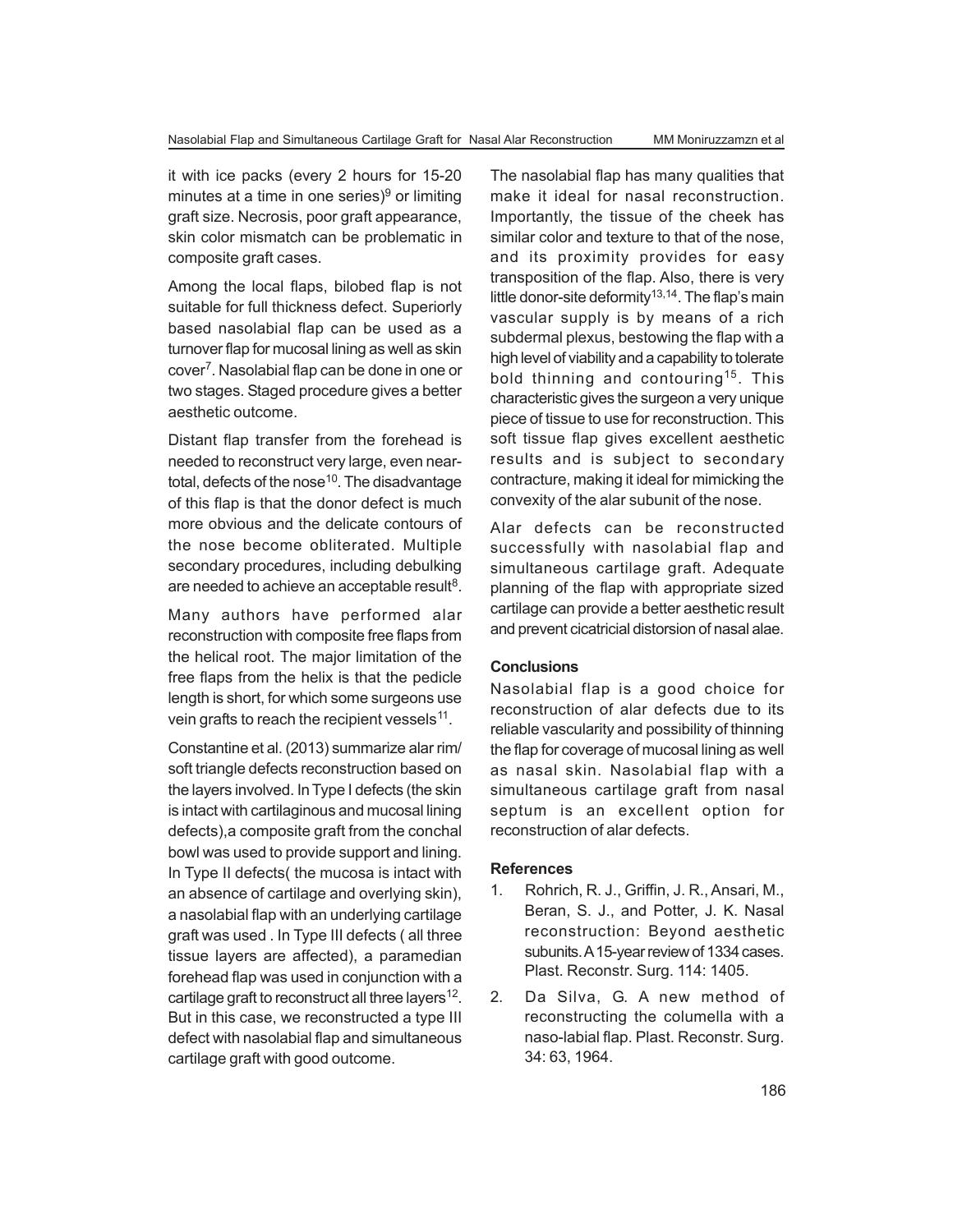it with ice packs (every 2 hours for 15-20 minutes at a time in one series)[9] or limiting graft size. Necrosis, poor graft appearance, skin color mismatch can be problematic in composite graft cases.

Among the local flaps, bilobed flap is not suitable for full thickness defect. Superiorly based nasolabial flap can be used as a turnover flap for mucosal lining as well as skin cover[7]. Nasolabial flap can be done in one or two stages. Staged procedure gives a better aesthetic outcome.

Distant flap transfer from the forehead is needed to reconstruct very large, even near-total, defects of the nose[10]. The disadvantage of this flap is that the donor defect is much more obvious and the delicate contours of the nose become obliterated. Multiple secondary procedures, including debulking are needed to achieve an acceptable result[8].

Many authors have performed alar reconstruction with composite free flaps from the helical root. The major limitation of the free flaps from the helix is that the pedicle length is short, for which some surgeons use vein grafts to reach the recipient vessels[11].

Constantine et al. (2013) summarize alar rim/ soft triangle defects reconstruction based on the layers involved. In Type I defects (the skin is intact with cartilaginous and mucosal lining defects),a composite graft from the conchal bowl was used to provide support and lining. In Type II defects( the mucosa is intact with an absence of cartilage and overlying skin), a nasolabial flap with an underlying cartilage graft was used . In Type III defects ( all three tissue layers are affected), a paramedian forehead flap was used in conjunction with a cartilage graft to reconstruct all three layers[12]. But in this case, we reconstructed a type III defect with nasolabial flap and simultaneous cartilage graft with good outcome.

The nasolabial flap has many qualities that make it ideal for nasal reconstruction. Importantly, the tissue of the cheek has similar color and texture to that of the nose, and its proximity provides for easy transposition of the flap. Also, there is very little donor-site deformity[13,14]. The flap's main vascular supply is by means of a rich subdermal plexus, bestowing the flap with a high level of viability and a capability to tolerate bold thinning and contouring[15]. This characteristic gives the surgeon a very unique piece of tissue to use for reconstruction. This soft tissue flap gives excellent aesthetic results and is subject to secondary contracture, making it ideal for mimicking the convexity of the alar subunit of the nose.

Alar defects can be reconstructed successfully with nasolabial flap and simultaneous cartilage graft. Adequate planning of the flap with appropriate sized cartilage can provide a better aesthetic result and prevent cicatricial distorsion of nasal alae.

### Conclusions

Nasolabial flap is a good choice for reconstruction of alar defects due to its reliable vascularity and possibility of thinning the flap for coverage of mucosal lining as well as nasal skin. Nasolabial flap with a simultaneous cartilage graft from nasal septum is an excellent option for reconstruction of alar defects.

### References

1. Rohrich, R. J., Griffin, J. R., Ansari, M., Beran, S. J., and Potter, J. K. Nasal reconstruction: Beyond aesthetic subunits. A 15-year review of 1334 cases. Plast. Reconstr. Surg. 114: 1405.
2. Da Silva, G. A new method of reconstructing the columella with a naso-labial flap. Plast. Reconstr. Surg. 34: 63, 1964.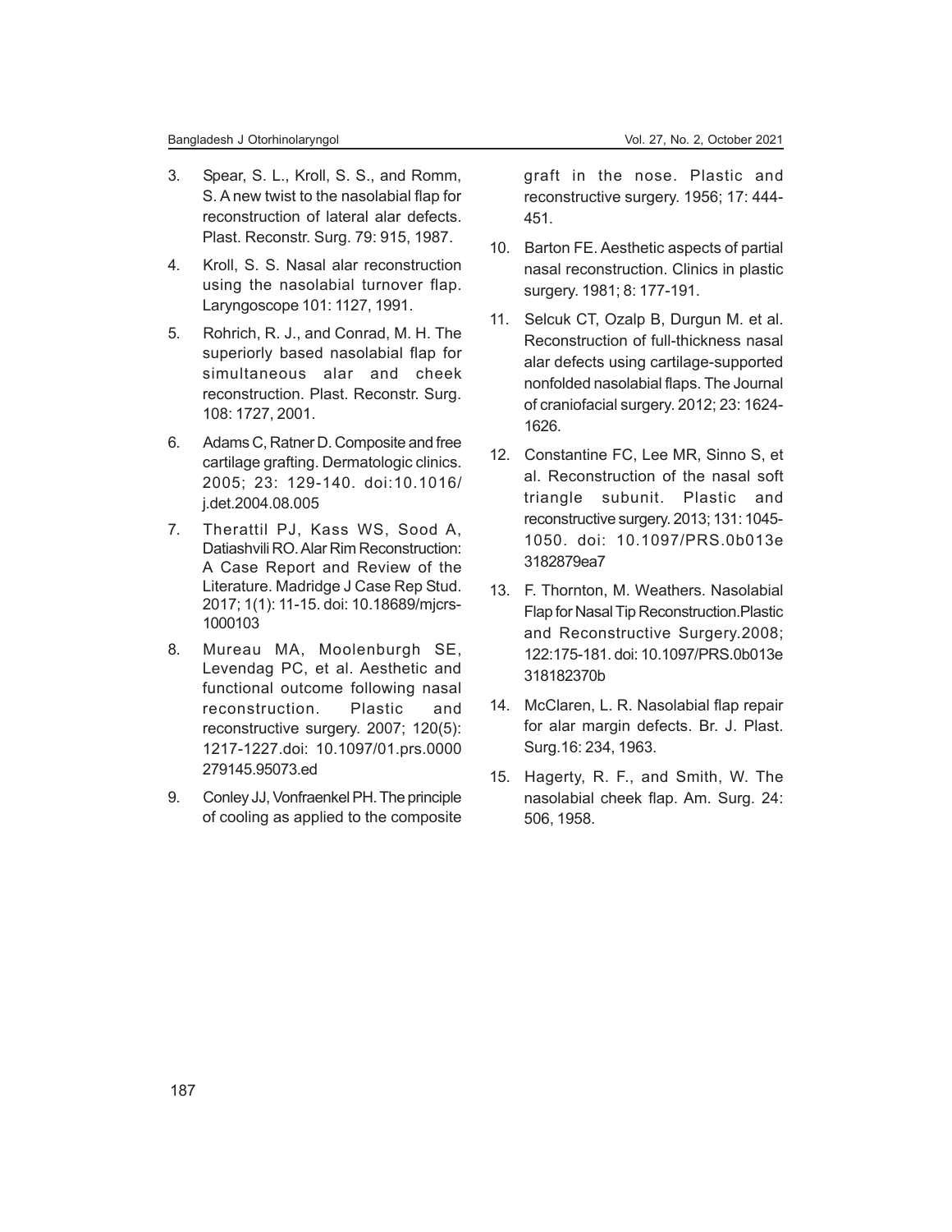3. Spear, S. L., Kroll, S. S., and Romm, S. A new twist to the nasolabial flap for reconstruction of lateral alar defects. Plast. Reconstr. Surg. 79: 915, 1987.
4. Kroll, S. S. Nasal alar reconstruction using the nasolabial turnover flap. Laryngoscope 101: 1127, 1991.
5. Rohrich, R. J., and Conrad, M. H. The superiorly based nasolabial flap for simultaneous alar and cheek reconstruction. Plast. Reconstr. Surg. 108: 1727, 2001.
6. Adams C, Ratner D. Composite and free cartilage grafting. Dermatologic clinics. 2005; 23: 129-140. doi:10.1016/j.det.2004.08.005
7. Therattil PJ, Kass WS, Sood A, Datiashvili RO. Alar Rim Reconstruction: A Case Report and Review of the Literature. Madridge J Case Rep Stud. 2017; 1(1): 11-15. doi: 10.18689/mjcrs-1000103
8. Mureau MA, Moolenburgh SE, Levendag PC, et al. Aesthetic and functional outcome following nasal reconstruction. Plastic and reconstructive surgery. 2007; 120(5): 1217-1227.doi: 10.1097/01.prs.0000279145.95073.ed
9. Conley JJ, Vonfraenkel PH. The principle of cooling as applied to the composite graft in the nose. Plastic and reconstructive surgery. 1956; 17: 444-451.
10. Barton FE. Aesthetic aspects of partial nasal reconstruction. Clinics in plastic surgery. 1981; 8: 177-191.
11. Selcuk CT, Ozalp B, Durgun M. et al. Reconstruction of full-thickness nasal alar defects using cartilage-supported nonfolded nasolabial flaps. The Journal of craniofacial surgery. 2012; 23: 1624-1626.
12. Constantine FC, Lee MR, Sinno S, et al. Reconstruction of the nasal soft triangle subunit. Plastic and reconstructive surgery. 2013; 131: 1045-1050. doi: 10.1097/PRS.0b013e3182879ea7
13. F. Thornton, M. Weathers. Nasolabial Flap for Nasal Tip Reconstruction.Plastic and Reconstructive Surgery.2008; 122:175-181. doi: 10.1097/PRS.0b013e318182370b
14. McClaren, L. R. Nasolabial flap repair for alar margin defects. Br. J. Plast. Surg.16: 234, 1963.
15. Hagerty, R. F., and Smith, W. The nasolabial cheek flap. Am. Surg. 24: 506, 1958.